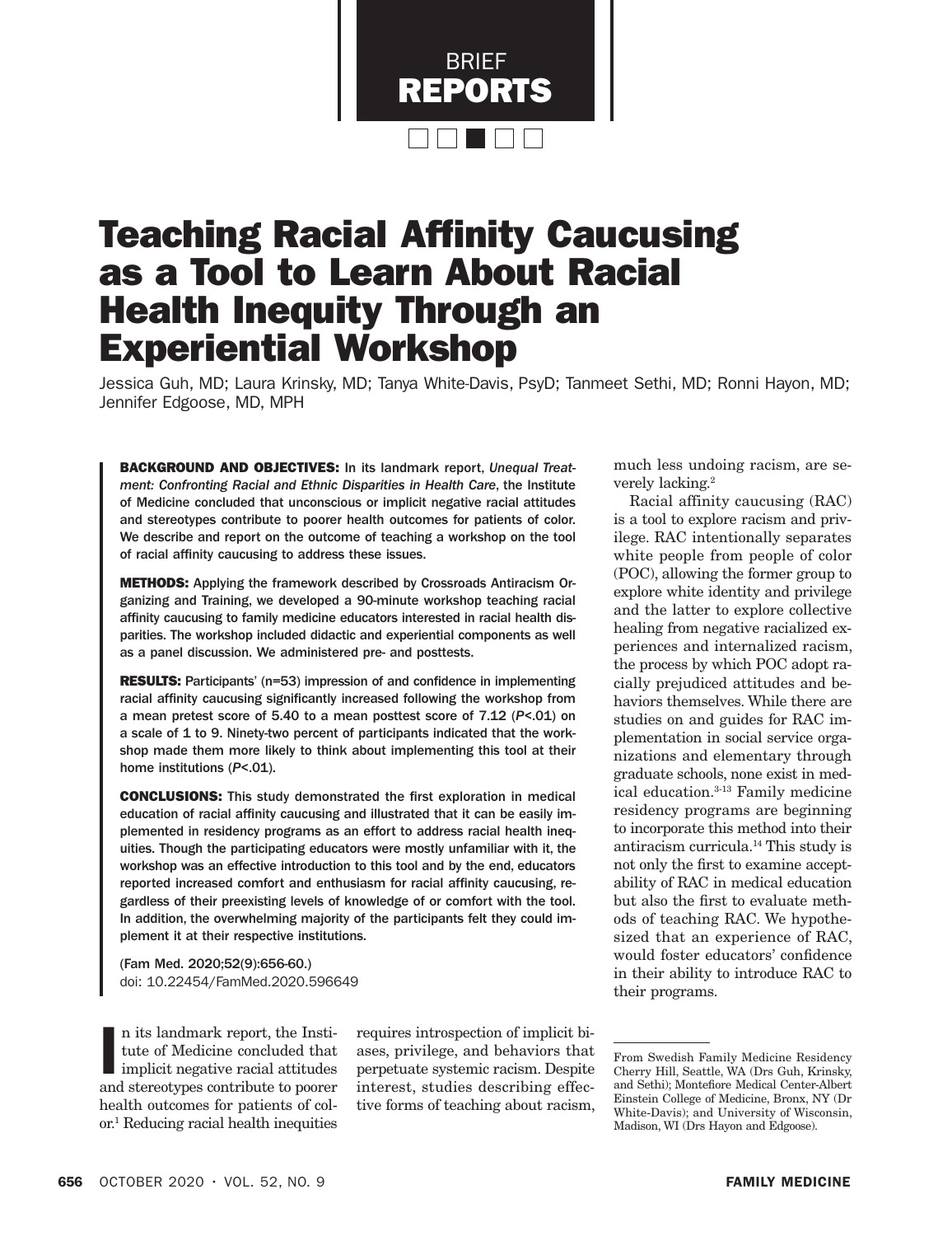BRIEF REPORTS

# Teaching Racial Affinity Caucusing as a Tool to Learn About Racial Health Inequity Through an Experiential Workshop

Jessica Guh, MD; Laura Krinsky, MD; Tanya White-Davis, PsyD; Tanmeet Sethi, MD; Ronni Hayon, MD; Jennifer Edgoose, MD, MPH

**BACKGROUND AND OBJECTIVES:** In its landmark report, *Unequal Treatment: Confronting Racial and Ethnic Disparities in Health Care*, the Institute of Medicine concluded that unconscious or implicit negative racial attitudes and stereotypes contribute to poorer health outcomes for patients of color. We describe and report on the outcome of teaching a workshop on the tool of racial affinity caucusing to address these issues.

**METHODS:** Applying the framework described by Crossroads Antiracism Organizing and Training, we developed a 90-minute workshop teaching racial affinity caucusing to family medicine educators interested in racial health disparities. The workshop included didactic and experiential components as well as a panel discussion. We administered pre- and posttests.

**RESULTS:** Participants' (n=53) impression of and confidence in implementing racial affinity caucusing significantly increased following the workshop from a mean pretest score of 5.40 to a mean posttest score of 7.12 (*P*<.01) on a scale of 1 to 9. Ninety-two percent of participants indicated that the workshop made them more likely to think about implementing this tool at their home institutions (*P*<.01).

**CONCLUSIONS:** This study demonstrated the first exploration in medical education of racial affinity caucusing and illustrated that it can be easily implemented in residency programs as an effort to address racial health inequities. Though the participating educators were mostly unfamiliar with it, the workshop was an effective introduction to this tool and by the end, educators reported increased comfort and enthusiasm for racial affinity caucusing, regardless of their preexisting levels of knowledge of or comfort with the tool. In addition, the overwhelming majority of the participants felt they could implement it at their respective institutions.

(Fam Med. 2020;52(9):656-60.)
doi: 10.22454/FamMed.2020.596649

In its landmark report, the Institute of Medicine concluded that implicit negative racial attitudes and stereotypes contribute to poorer health outcomes for patients of color.[1] Reducing racial health inequities requires introspection of implicit biases, privilege, and behaviors that perpetuate systemic racism. Despite interest, studies describing effective forms of teaching about racism, much less undoing racism, are severely lacking.[2]

Racial affinity caucusing (RAC) is a tool to explore racism and privilege. RAC intentionally separates white people from people of color (POC), allowing the former group to explore white identity and privilege and the latter to explore collective healing from negative racialized experiences and internalized racism, the process by which POC adopt racially prejudiced attitudes and behaviors themselves. While there are studies on and guides for RAC implementation in social service organizations and elementary through graduate schools, none exist in medical education.[3-13] Family medicine residency programs are beginning to incorporate this method into their antiracism curricula.[14] This study is not only the first to examine acceptability of RAC in medical education but also the first to evaluate methods of teaching RAC. We hypothesized that an experience of RAC, would foster educators' confidence in their ability to introduce RAC to their programs.

From Swedish Family Medicine Residency Cherry Hill, Seattle, WA (Drs Guh, Krinsky, and Sethi); Montefiore Medical Center-Albert Einstein College of Medicine, Bronx, NY (Dr White-Davis); and University of Wisconsin, Madison, WI (Drs Hayon and Edgoose).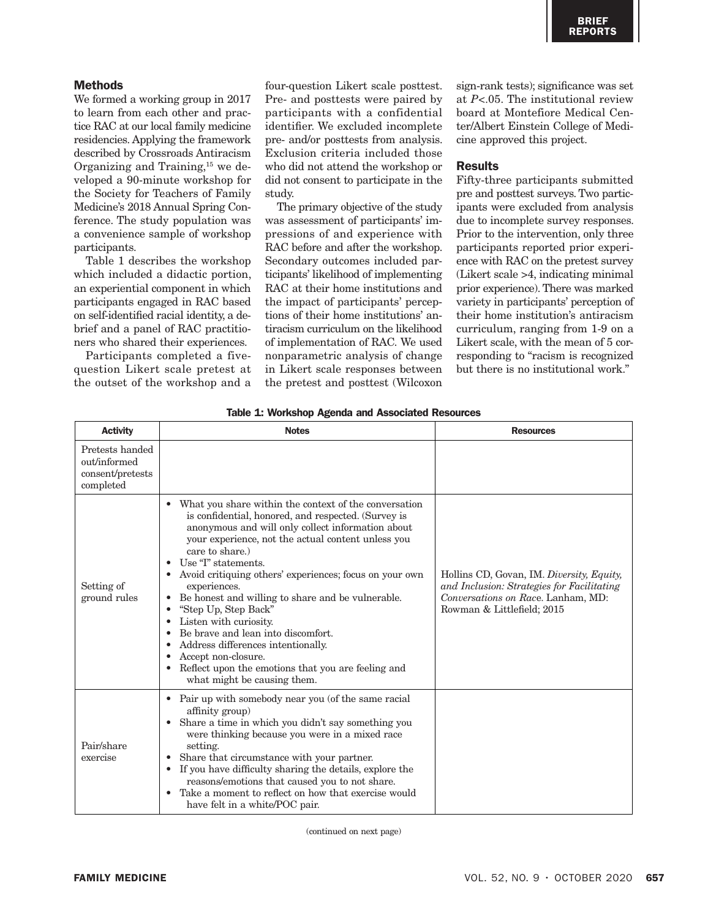## Methods

We formed a working group in 2017 to learn from each other and practice RAC at our local family medicine residencies. Applying the framework described by Crossroads Antiracism Organizing and Training,[15] we developed a 90-minute workshop for the Society for Teachers of Family Medicine's 2018 Annual Spring Conference. The study population was a convenience sample of workshop participants.

Table 1 describes the workshop which included a didactic portion, an experiential component in which participants engaged in RAC based on self-identified racial identity, a debrief and a panel of RAC practitioners who shared their experiences.

Participants completed a five-question Likert scale pretest at the outset of the workshop and a four-question Likert scale posttest. Pre- and posttests were paired by participants with a confidential identifier. We excluded incomplete pre- and/or posttests from analysis. Exclusion criteria included those who did not attend the workshop or did not consent to participate in the study.

The primary objective of the study was assessment of participants' impressions of and experience with RAC before and after the workshop. Secondary outcomes included participants' likelihood of implementing RAC at their home institutions and the impact of participants' perceptions of their home institutions' antiracism curriculum on the likelihood of implementation of RAC. We used nonparametric analysis of change in Likert scale responses between the pretest and posttest (Wilcoxon sign-rank tests); significance was set at $P<.05$. The institutional review board at Montefiore Medical Center/Albert Einstein College of Medicine approved this project.

## Results

Fifty-three participants submitted pre and posttest surveys. Two participants were excluded from analysis due to incomplete survey responses. Prior to the intervention, only three participants reported prior experience with RAC on the pretest survey (Likert scale >4, indicating minimal prior experience). There was marked variety in participants' perception of their home institution's antiracism curriculum, ranging from 1-9 on a Likert scale, with the mean of 5 corresponding to "racism is recognized but there is no institutional work."

**Table 1: Workshop Agenda and Associated Resources**

| Activity | Notes | Resources |
|---|---|---|
| Pretests handed out/informed consent/pretests completed | | |
| Setting of ground rules | • What you share within the context of the conversation is confidential, honored, and respected. (Survey is anonymous and will only collect information about your experience, not the actual content unless you care to share.)<br>• Use "I" statements.<br>• Avoid critiquing others' experiences; focus on your own experiences.<br>• Be honest and willing to share and be vulnerable.<br>• "Step Up, Step Back"<br>• Listen with curiosity.<br>• Be brave and lean into discomfort.<br>• Address differences intentionally.<br>• Accept non-closure.<br>• Reflect upon the emotions that you are feeling and what might be causing them. | Hollins CD, Govan, IM. *Diversity, Equity, and Inclusion: Strategies for Facilitating Conversations on Race*. Lanham, MD: Rowman & Littlefield; 2015 |
| Pair/share exercise | • Pair up with somebody near you (of the same racial affinity group)<br>• Share a time in which you didn't say something you were thinking because you were in a mixed race setting.<br>• Share that circumstance with your partner.<br>• If you have difficulty sharing the details, explore the reasons/emotions that caused you to not share.<br>• Take a moment to reflect on how that exercise would have felt in a white/POC pair. | |

(continued on next page)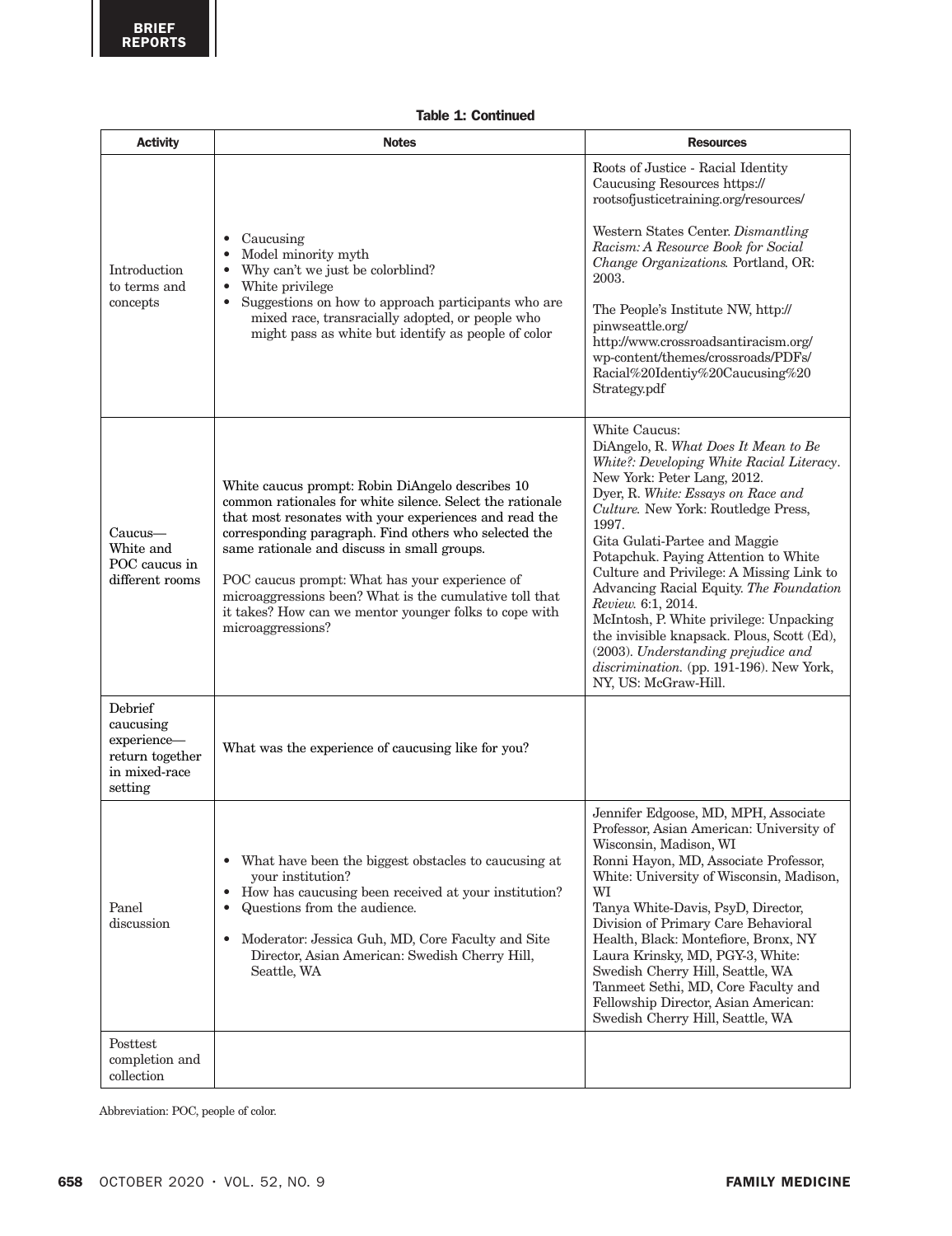**Table 1: Continued**

| Activity | Notes | Resources |
|---|---|---|
| Introduction to terms and concepts | • Caucusing<br>• Model minority myth<br>• Why can't we just be colorblind?<br>• White privilege<br>• Suggestions on how to approach participants who are mixed race, transracially adopted, or people who might pass as white but identify as people of color | Roots of Justice - Racial Identity Caucusing Resources https://rootsofjusticetraining.org/resources/<br><br>Western States Center. *Dismantling Racism: A Resource Book for Social Change Organizations.* Portland, OR: 2003.<br><br>The People's Institute NW, http://pinwseattle.org/<br>http://www.crossroadsantiracism.org/wp-content/themes/crossroads/PDFs/Racial%20Identiy%20Caucusing%20Strategy.pdf |
| Caucus—White and POC caucus in different rooms | White caucus prompt: Robin DiAngelo describes 10 common rationales for white silence. Select the rationale that most resonates with your experiences and read the corresponding paragraph. Find others who selected the same rationale and discuss in small groups.<br><br>POC caucus prompt: What has your experience of microaggressions been? What is the cumulative toll that it takes? How can we mentor younger folks to cope with microaggressions? | White Caucus:<br>DiAngelo, R. *What Does It Mean to Be White?: Developing White Racial Literacy*. New York: Peter Lang, 2012.<br>Dyer, R. *White: Essays on Race and Culture.* New York: Routledge Press, 1997.<br>Gita Gulati-Partee and Maggie Potapchuk. Paying Attention to White Culture and Privilege: A Missing Link to Advancing Racial Equity. *The Foundation Review.* 6:1, 2014.<br>McIntosh, P. White privilege: Unpacking the invisible knapsack. Plous, Scott (Ed), (2003). *Understanding prejudice and discrimination.* (pp. 191-196). New York, NY, US: McGraw-Hill. |
| Debrief caucusing experience—return together in mixed-race setting | What was the experience of caucusing like for you? | |
| Panel discussion | • What have been the biggest obstacles to caucusing at your institution?<br>• How has caucusing been received at your institution?<br>• Questions from the audience.<br><br>• Moderator: Jessica Guh, MD, Core Faculty and Site Director, Asian American: Swedish Cherry Hill, Seattle, WA | Jennifer Edgoose, MD, MPH, Associate Professor, Asian American: University of Wisconsin, Madison, WI<br>Ronni Hayon, MD, Associate Professor, White: University of Wisconsin, Madison, WI<br>Tanya White-Davis, PsyD, Director, Division of Primary Care Behavioral Health, Black: Montefiore, Bronx, NY<br>Laura Krinsky, MD, PGY-3, White: Swedish Cherry Hill, Seattle, WA<br>Tanmeet Sethi, MD, Core Faculty and Fellowship Director, Asian American: Swedish Cherry Hill, Seattle, WA |
| Posttest completion and collection | | |

Abbreviation: POC, people of color.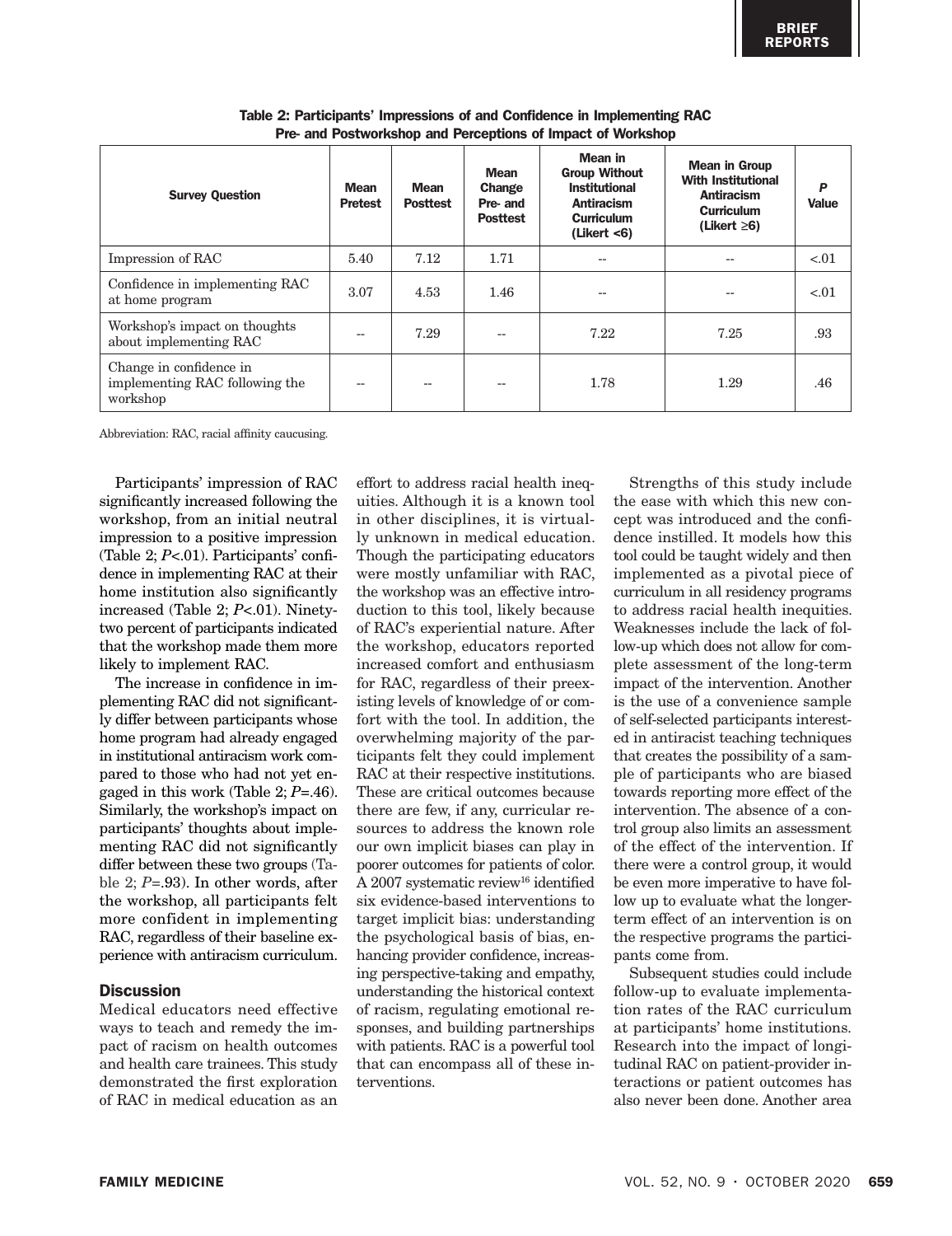Table 2: Participants' Impressions of and Confidence in Implementing RAC Pre- and Postworkshop and Perceptions of Impact of Workshop

| Survey Question | Mean Pretest | Mean Posttest | Mean Change Pre- and Posttest | Mean in Group Without Institutional Antiracism Curriculum (Likert <6) | Mean in Group With Institutional Antiracism Curriculum (Likert ≥6) | *P* Value |
|---|---|---|---|---|---|---|
| Impression of RAC | 5.40 | 7.12 | 1.71 | -- | -- | <.01 |
| Confidence in implementing RAC at home program | 3.07 | 4.53 | 1.46 | -- | -- | <.01 |
| Workshop's impact on thoughts about implementing RAC | -- | 7.29 | -- | 7.22 | 7.25 | .93 |
| Change in confidence in implementing RAC following the workshop | -- | -- | -- | 1.78 | 1.29 | .46 |

Abbreviation: RAC, racial affinity caucusing.

Participants' impression of RAC significantly increased following the workshop, from an initial neutral impression to a positive impression (Table 2; *P*<.01). Participants' confidence in implementing RAC at their home institution also significantly increased (Table 2; *P*<.01). Ninety-two percent of participants indicated that the workshop made them more likely to implement RAC.

The increase in confidence in implementing RAC did not significantly differ between participants whose home program had already engaged in institutional antiracism work compared to those who had not yet engaged in this work (Table 2; *P*=.46). Similarly, the workshop's impact on participants' thoughts about implementing RAC did not significantly differ between these two groups (Table 2; *P*=.93). In other words, after the workshop, all participants felt more confident in implementing RAC, regardless of their baseline experience with antiracism curriculum.

## Discussion

Medical educators need effective ways to teach and remedy the impact of racism on health outcomes and health care trainees. This study demonstrated the first exploration of RAC in medical education as an effort to address racial health inequities. Although it is a known tool in other disciplines, it is virtually unknown in medical education. Though the participating educators were mostly unfamiliar with RAC, the workshop was an effective introduction to this tool, likely because of RAC's experiential nature. After the workshop, educators reported increased comfort and enthusiasm for RAC, regardless of their preexisting levels of knowledge of or comfort with the tool. In addition, the overwhelming majority of the participants felt they could implement RAC at their respective institutions. These are critical outcomes because there are few, if any, curricular resources to address the known role our own implicit biases can play in poorer outcomes for patients of color. A 2007 systematic review[16] identified six evidence-based interventions to target implicit bias: understanding the psychological basis of bias, enhancing provider confidence, increasing perspective-taking and empathy, understanding the historical context of racism, regulating emotional responses, and building partnerships with patients. RAC is a powerful tool that can encompass all of these interventions.

Strengths of this study include the ease with which this new concept was introduced and the confidence instilled. It models how this tool could be taught widely and then implemented as a pivotal piece of curriculum in all residency programs to address racial health inequities. Weaknesses include the lack of follow-up which does not allow for complete assessment of the long-term impact of the intervention. Another is the use of a convenience sample of self-selected participants interested in antiracist teaching techniques that creates the possibility of a sample of participants who are biased towards reporting more effect of the intervention. The absence of a control group also limits an assessment of the effect of the intervention. If there were a control group, it would be even more imperative to have follow up to evaluate what the longer-term effect of an intervention is on the respective programs the participants come from.

Subsequent studies could include follow-up to evaluate implementation rates of the RAC curriculum at participants' home institutions. Research into the impact of longitudinal RAC on patient-provider interactions or patient outcomes has also never been done. Another area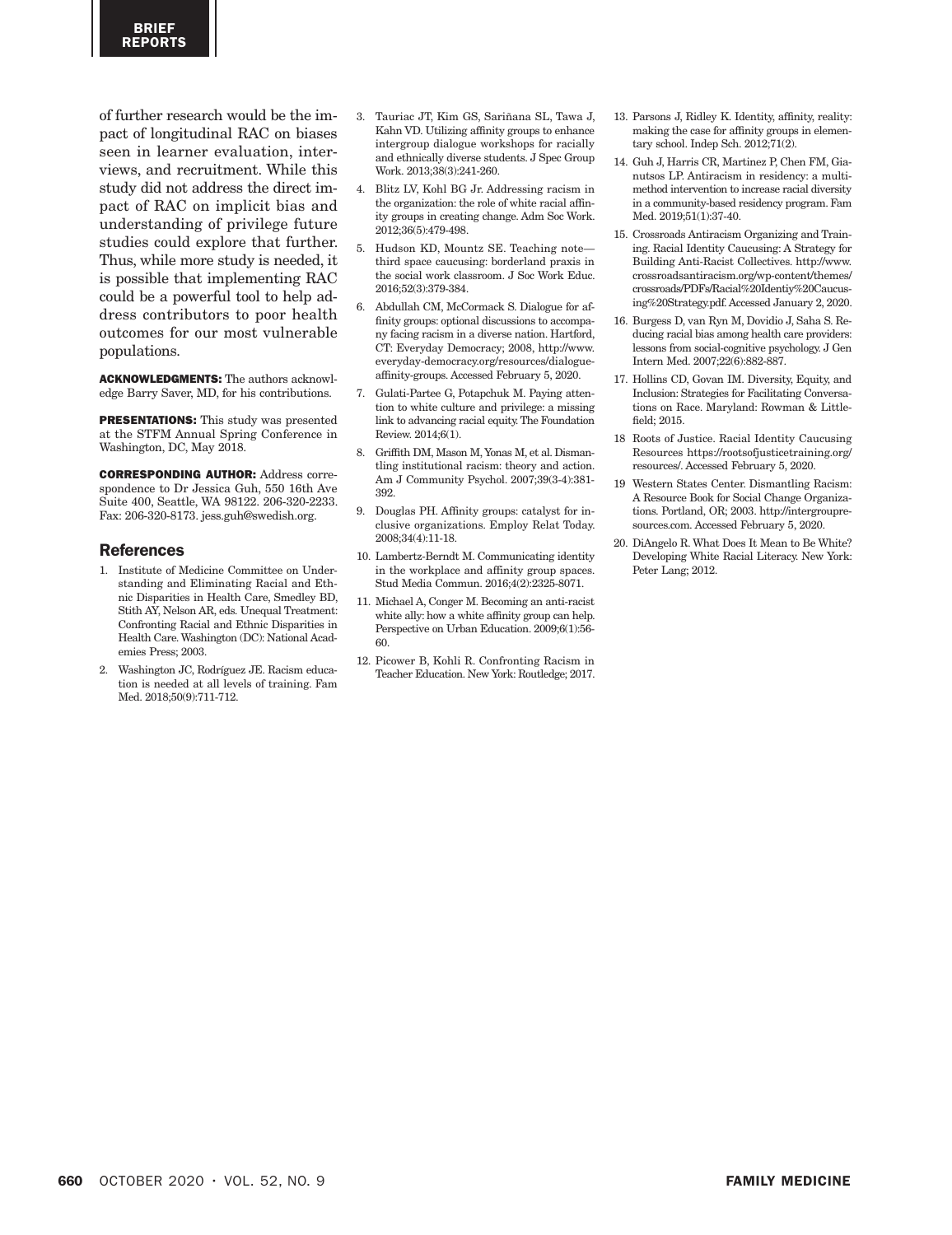of further research would be the impact of longitudinal RAC on biases seen in learner evaluation, interviews, and recruitment. While this study did not address the direct impact of RAC on implicit bias and understanding of privilege future studies could explore that further. Thus, while more study is needed, it is possible that implementing RAC could be a powerful tool to help address contributors to poor health outcomes for our most vulnerable populations.

**ACKNOWLEDGMENTS:** The authors acknowledge Barry Saver, MD, for his contributions.

**PRESENTATIONS:** This study was presented at the STFM Annual Spring Conference in Washington, DC, May 2018.

**CORRESPONDING AUTHOR:** Address correspondence to Dr Jessica Guh, 550 16th Ave Suite 400, Seattle, WA 98122. 206-320-2233. Fax: 206-320-8173. jess.guh@swedish.org.

## References

1. Institute of Medicine Committee on Understanding and Eliminating Racial and Ethnic Disparities in Health Care, Smedley BD, Stith AY, Nelson AR, eds. Unequal Treatment: Confronting Racial and Ethnic Disparities in Health Care. Washington (DC): National Academies Press; 2003.
2. Washington JC, Rodríguez JE. Racism education is needed at all levels of training. Fam Med. 2018;50(9):711-712.
3. Tauriac JT, Kim GS, Sariñana SL, Tawa J, Kahn VD. Utilizing affinity groups to enhance intergroup dialogue workshops for racially and ethnically diverse students. J Spec Group Work. 2013;38(3):241-260.
4. Blitz LV, Kohl BG Jr. Addressing racism in the organization: the role of white racial affinity groups in creating change. Adm Soc Work. 2012;36(5):479-498.
5. Hudson KD, Mountz SE. Teaching note—third space caucusing: borderland praxis in the social work classroom. J Soc Work Educ. 2016;52(3):379-384.
6. Abdullah CM, McCormack S. Dialogue for affinity groups: optional discussions to accompany facing racism in a diverse nation. Hartford, CT: Everyday Democracy; 2008, http://www.everyday-democracy.org/resources/dialogue-affinity-groups. Accessed February 5, 2020.
7. Gulati-Partee G, Potapchuk M. Paying attention to white culture and privilege: a missing link to advancing racial equity. The Foundation Review. 2014;6(1).
8. Griffith DM, Mason M, Yonas M, et al. Dismantling institutional racism: theory and action. Am J Community Psychol. 2007;39(3-4):381-392.
9. Douglas PH. Affinity groups: catalyst for inclusive organizations. Employ Relat Today. 2008;34(4):11-18.
10. Lambertz-Berndt M. Communicating identity in the workplace and affinity group spaces. Stud Media Commun. 2016;4(2):2325-8071.
11. Michael A, Conger M. Becoming an anti-racist white ally: how a white affinity group can help. Perspective on Urban Education. 2009;6(1):56-60.
12. Picower B, Kohli R. Confronting Racism in Teacher Education. New York: Routledge; 2017.
13. Parsons J, Ridley K. Identity, affinity, reality: making the case for affinity groups in elementary school. Indep Sch. 2012;71(2).
14. Guh J, Harris CR, Martinez P, Chen FM, Gianutsos LP. Antiracism in residency: a multimethod intervention to increase racial diversity in a community-based residency program. Fam Med. 2019;51(1):37-40.
15. Crossroads Antiracism Organizing and Training. Racial Identity Caucusing: A Strategy for Building Anti-Racist Collectives. http://www.crossroadsantiracism.org/wp-content/themes/crossroads/PDFs/Racial%20Identiy%20Caucusing%20Strategy.pdf. Accessed January 2, 2020.
16. Burgess D, van Ryn M, Dovidio J, Saha S. Reducing racial bias among health care providers: lessons from social-cognitive psychology. J Gen Intern Med. 2007;22(6):882-887.
17. Hollins CD, Govan IM. Diversity, Equity, and Inclusion: Strategies for Facilitating Conversations on Race. Maryland: Rowman & Littlefield; 2015.
18. Roots of Justice. Racial Identity Caucusing Resources https://rootsofjusticetraining.org/resources/. Accessed February 5, 2020.
19. Western States Center. Dismantling Racism: A Resource Book for Social Change Organizations. Portland, OR; 2003. http://intergroupresources.com. Accessed February 5, 2020.
20. DiAngelo R. What Does It Mean to Be White? Developing White Racial Literacy. New York: Peter Lang; 2012.